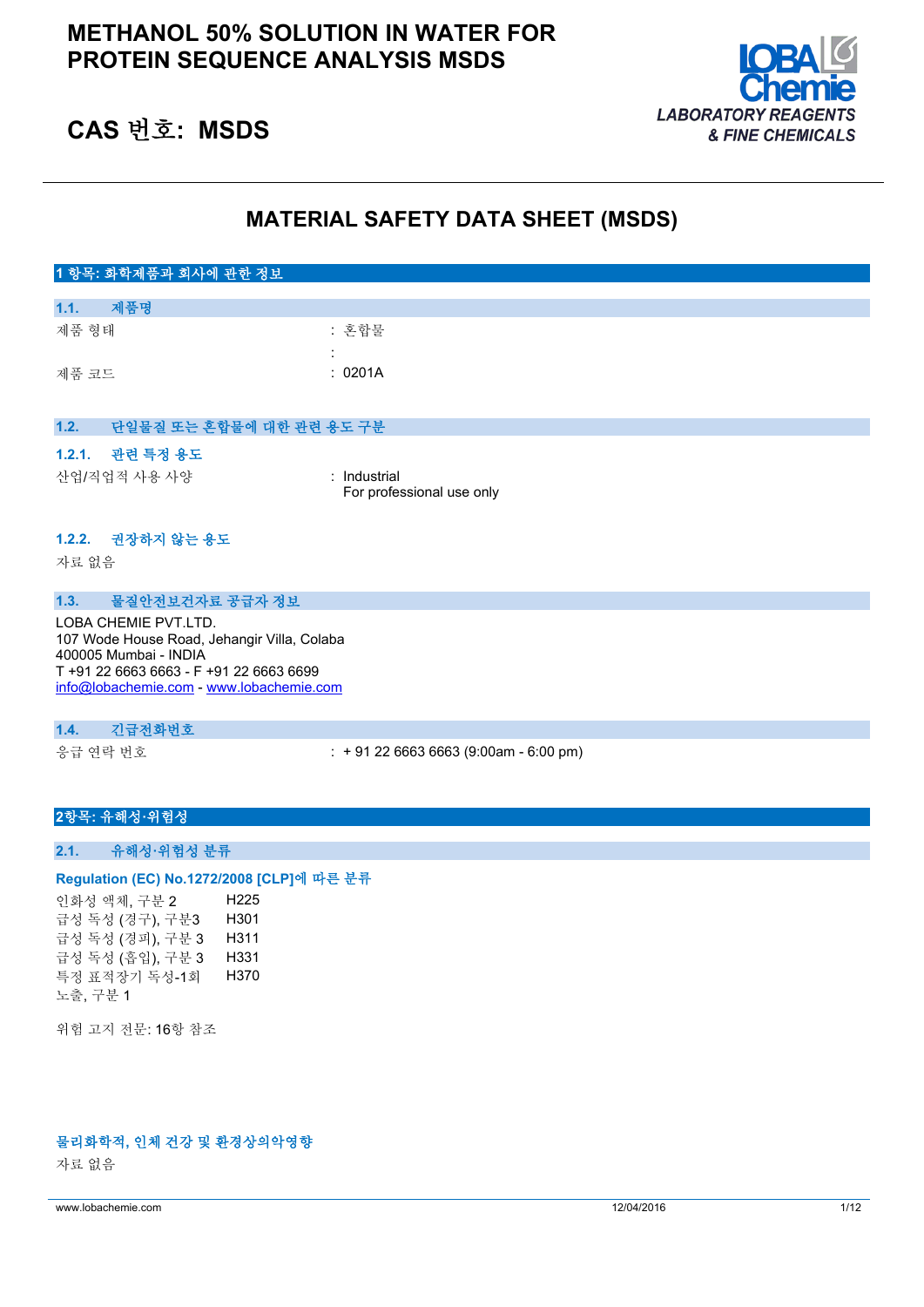# METHANOL 50% SOLUTION IN WATER FOR PROTEIN SEQUENCE ANALYSIS MSDS

## CAS 번호: MSDS

LOBA Chemie
LABORATORY REAGENTS & FINE CHEMICALS

# MATERIAL SAFETY DATA SHEET (MSDS)

## 1 항목: 화학제품과 회사에 관한 정보

### 1.1. 제품명

| | |
|---|---|
| 제품 형태 | : 혼합물 |
| | : |
| 제품 코드 | : 0201A |

### 1.2. 단일물질 또는 혼합물에 대한 관련 용도 구분

#### 1.2.1. 관련 특정 용도

| | |
|---|---|
| 산업/직업적 사용 사양 | : Industrial<br>For professional use only |

#### 1.2.2. 권장하지 않는 용도

자료 없음

### 1.3. 물질안전보건자료 공급자 정보

LOBA CHEMIE PVT.LTD.
107 Wode House Road, Jehangir Villa, Colaba
400005 Mumbai - INDIA
T +91 22 6663 6663 - F +91 22 6663 6699
info@lobachemie.com - www.lobachemie.com

### 1.4. 긴급전화번호

| | |
|---|---|
| 응급 연락 번호 | : + 91 22 6663 6663 (9:00am - 6:00 pm) |

## 2항목: 유해성·위험성

### 2.1. 유해성·위험성 분류

#### Regulation (EC) No.1272/2008 [CLP]에 따른 분류

| | |
|---|---|
| 인화성 액체, 구분 2 | H225 |
| 급성 독성 (경구), 구분3 | H301 |
| 급성 독성 (경피), 구분 3 | H311 |
| 급성 독성 (흡입), 구분 3 | H331 |
| 특정 표적장기 독성-1회 노출, 구분 1 | H370 |

위험 고지 전문: 16항 참조

#### 물리화학적, 인체 건강 및 환경상의악영향

자료 없음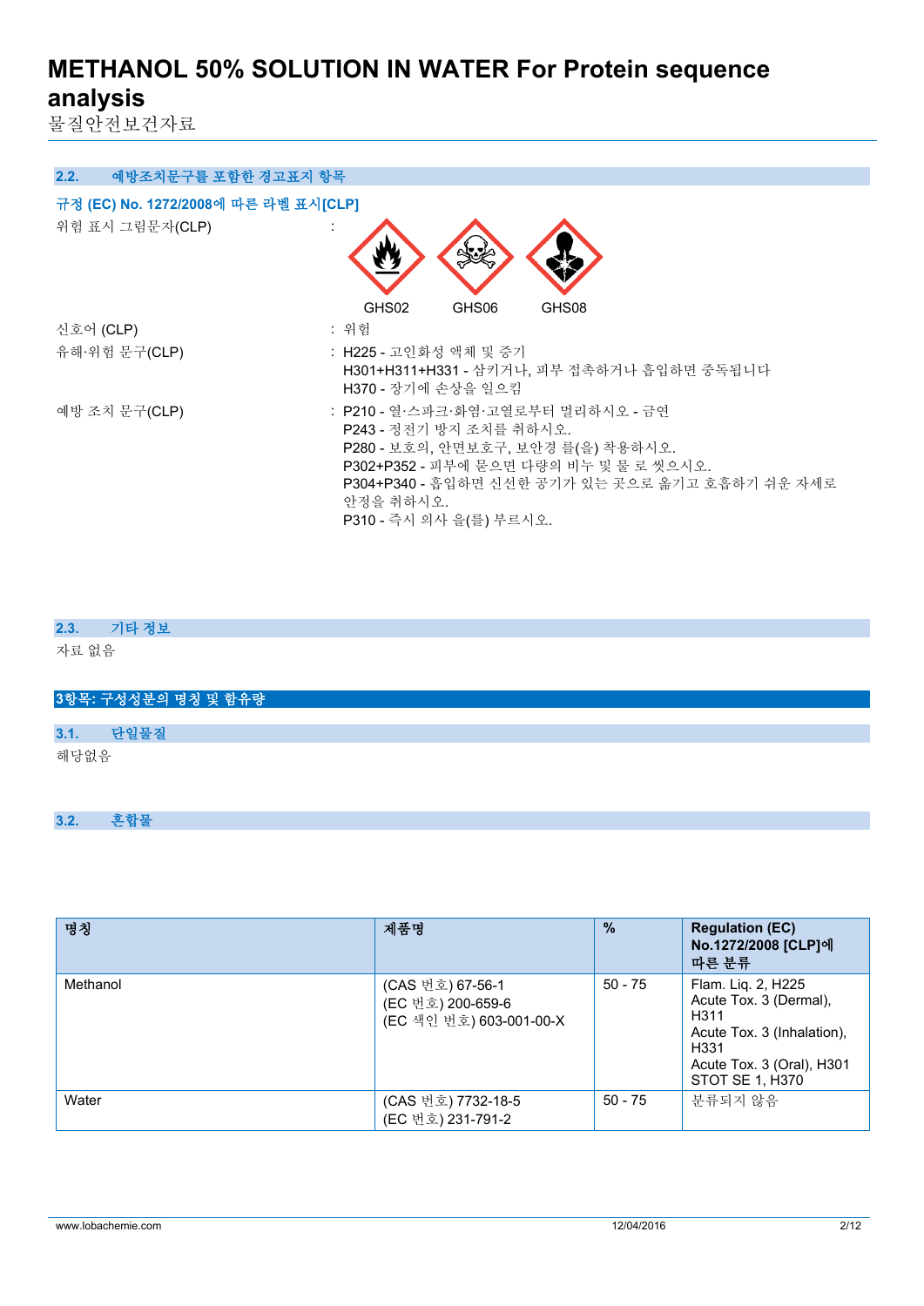## 2.2. 예방조치문구를 포함한 경고표지 항목

**규정 (EC) No. 1272/2008에 따른 라벨 표시[CLP]**

위험 표시 그림문자(CLP) :

GHS02 GHS06 GHS08

신호어 (CLP) : 위험

유해·위험 문구(CLP) : H225 - 고인화성 액체 및 증기
H301+H311+H331 - 삼키거나, 피부 접촉하거나 흡입하면 중독됩니다
H370 - 장기에 손상을 일으킴

예방 조치 문구(CLP) : P210 - 열·스파크·화염·고열로부터 멀리하시오 - 금연
P243 - 정전기 방지 조치를 취하시오.
P280 - 보호의, 안면보호구, 보안경 를(을) 착용하시오.
P302+P352 - 피부에 묻으면 다량의 비누 및 물 로 씻으시오.
P304+P340 - 흡입하면 신선한 공기가 있는 곳으로 옮기고 호흡하기 쉬운 자세로 안정을 취하시오.
P310 - 즉시 의사 을(를) 부르시오.

## 2.3. 기타 정보

자료 없음

# 3항목: 구성성분의 명칭 및 함유량

## 3.1. 단일물질

해당없음

## 3.2. 혼합물

| 명칭 | 제품명 | % | Regulation (EC) No.1272/2008 [CLP]에 따른 분류 |
|---|---|---|---|
| Methanol | (CAS 번호) 67-56-1<br>(EC 번호) 200-659-6<br>(EC 색인 번호) 603-001-00-X | 50 - 75 | Flam. Liq. 2, H225<br>Acute Tox. 3 (Dermal), H311<br>Acute Tox. 3 (Inhalation), H331<br>Acute Tox. 3 (Oral), H301<br>STOT SE 1, H370 |
| Water | (CAS 번호) 7732-18-5<br>(EC 번호) 231-791-2 | 50 - 75 | 분류되지 않음 |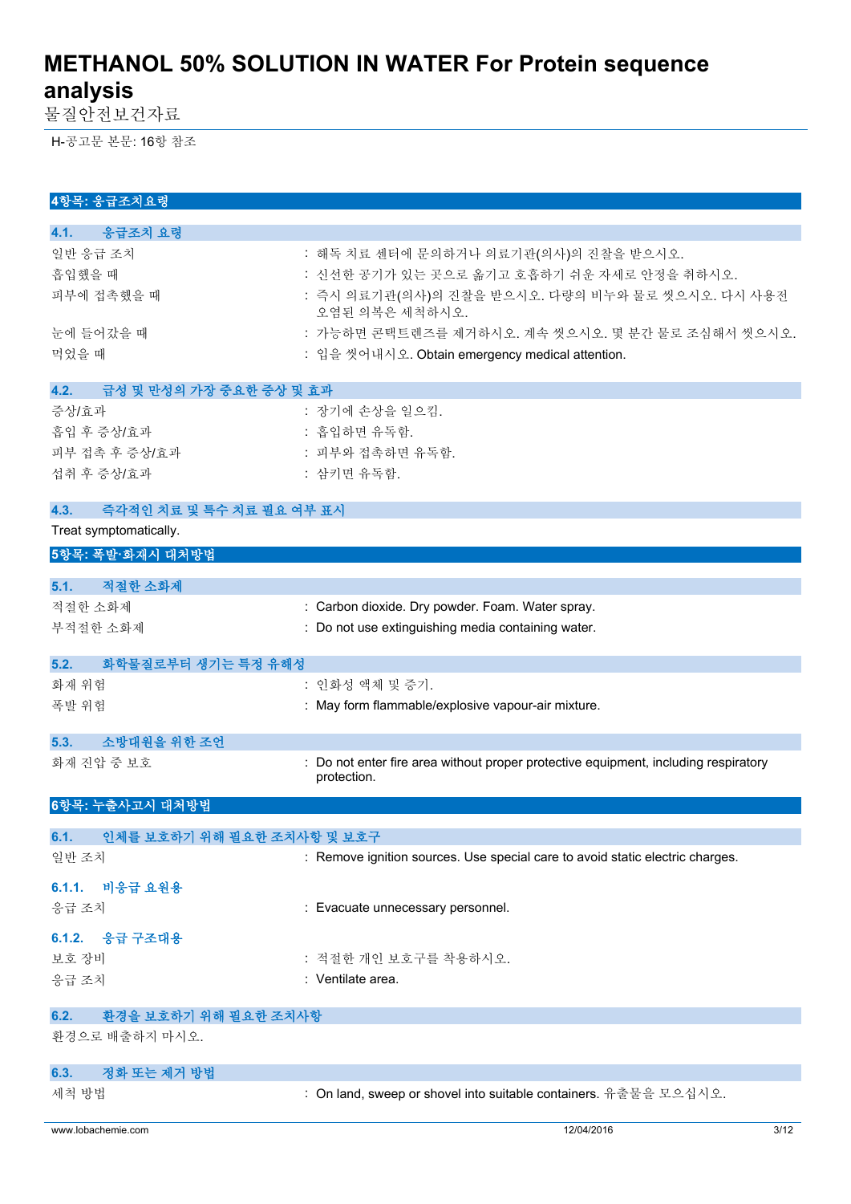H-공고문 본문: 16항 참조

## 4항목: 응급조치요령

### 4.1. 응급조치 요령

| | |
|---|---|
| 일반 응급 조치 | : 해독 치료 센터에 문의하거나 의료기관(의사)의 진찰을 받으시오. |
| 흡입했을 때 | : 신선한 공기가 있는 곳으로 옮기고 호흡하기 쉬운 자세로 안정을 취하시오. |
| 피부에 접촉했을 때 | : 즉시 의료기관(의사)의 진찰을 받으시오. 다량의 비누와 물로 씻으시오. 다시 사용전 오염된 의복은 세척하시오. |
| 눈에 들어갔을 때 | : 가능하면 콘택트렌즈를 제거하시오. 계속 씻으시오. 몇 분간 물로 조심해서 씻으시오. |
| 먹었을 때 | : 입을 씻어내시오. Obtain emergency medical attention. |

### 4.2. 급성 및 만성의 가장 중요한 증상 및 효과

| | |
|---|---|
| 증상/효과 | : 장기에 손상을 일으킴. |
| 흡입 후 증상/효과 | : 흡입하면 유독함. |
| 피부 접촉 후 증상/효과 | : 피부와 접촉하면 유독함. |
| 섭취 후 증상/효과 | : 삼키면 유독함. |

### 4.3. 즉각적인 치료 및 특수 치료 필요 여부 표시

Treat symptomatically.

## 5항목: 폭발·화재시 대처방법

### 5.1. 적절한 소화제

| | |
|---|---|
| 적절한 소화제 | : Carbon dioxide. Dry powder. Foam. Water spray. |
| 부적절한 소화제 | : Do not use extinguishing media containing water. |

### 5.2. 화학물질로부터 생기는 특정 유해성

| | |
|---|---|
| 화재 위험 | : 인화성 액체 및 증기. |
| 폭발 위험 | : May form flammable/explosive vapour-air mixture. |

### 5.3. 소방대원을 위한 조언

| | |
|---|---|
| 화재 진압 중 보호 | : Do not enter fire area without proper protective equipment, including respiratory protection. |

## 6항목: 누출사고시 대처방법

### 6.1. 인체를 보호하기 위해 필요한 조치사항 및 보호구

| | |
|---|---|
| 일반 조치 | : Remove ignition sources. Use special care to avoid static electric charges. |

#### 6.1.1. 비응급 요원용

| | |
|---|---|
| 응급 조치 | : Evacuate unnecessary personnel. |

#### 6.1.2. 응급 구조대용

| | |
|---|---|
| 보호 장비 | : 적절한 개인 보호구를 착용하시오. |
| 응급 조치 | : Ventilate area. |

### 6.2. 환경을 보호하기 위해 필요한 조치사항

환경으로 배출하지 마시오.

### 6.3. 정화 또는 제거 방법

| | |
|---|---|
| 세척 방법 | : On land, sweep or shovel into suitable containers. 유출물을 모으십시오. |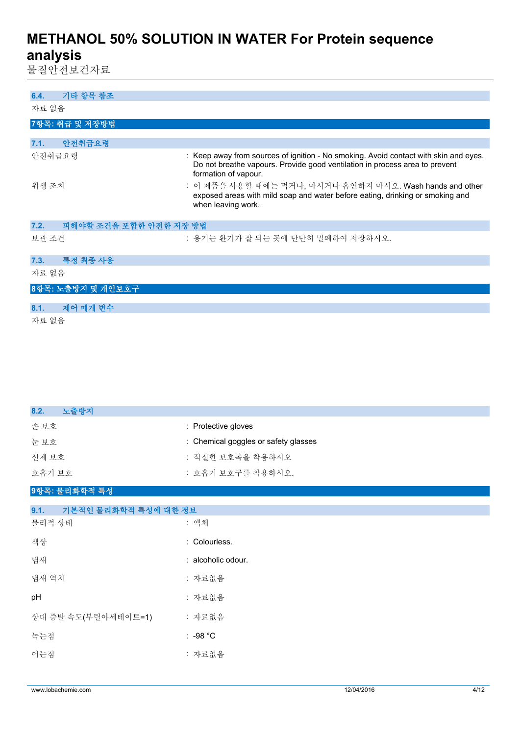### 6.4. 기타 항목 참조

자료 없음

## 7항목: 취급 및 저장방법

### 7.1. 안전취급요령

| | |
|---|---|
| 안전취급요령 | : Keep away from sources of ignition - No smoking. Avoid contact with skin and eyes. Do not breathe vapours. Provide good ventilation in process area to prevent formation of vapour. |
| 위생 조치 | : 이 제품을 사용할 때에는 먹거나, 마시거나 흡연하지 마시오. Wash hands and other exposed areas with mild soap and water before eating, drinking or smoking and when leaving work. |

### 7.2. 피해야할 조건을 포함한 안전한 저장 방법

| | |
|---|---|
| 보관 조건 | : 용기는 환기가 잘 되는 곳에 단단히 밀폐하여 저장하시오. |

### 7.3. 특정 최종 사용

자료 없음

## 8항목: 노출방지 및 개인보호구

### 8.1. 제어 매개 변수

자료 없음

### 8.2. 노출방지

| | |
|---|---|
| 손 보호 | : Protective gloves |
| 눈 보호 | : Chemical goggles or safety glasses |
| 신체 보호 | : 적절한 보호복을 착용하시오 |
| 호흡기 보호 | : 호흡기 보호구를 착용하시오. |

## 9항목: 물리화학적 특성

### 9.1. 기본적인 물리화학적 특성에 대한 정보

| | |
|---|---|
| 물리적 상태 | : 액체 |
| 색상 | : Colourless. |
| 냄새 | : alcoholic odour. |
| 냄새 역치 | : 자료없음 |
| pH | : 자료없음 |
| 상대 증발 속도(부틸아세테이트=1) | : 자료없음 |
| 녹는점 | : -98 °C |
| 어는점 | : 자료없음 |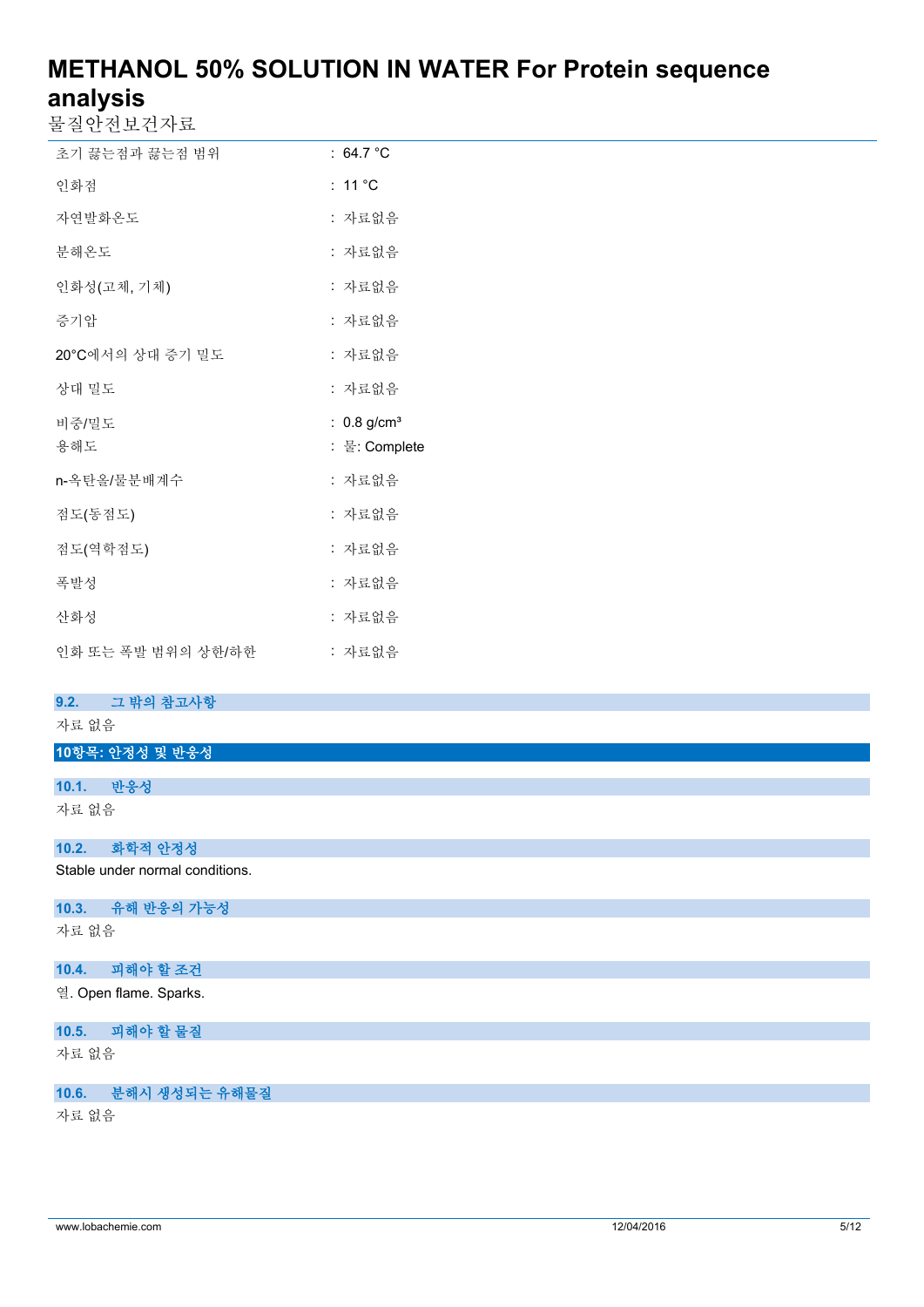| | |
|---|---|
| 초기 끓는점과 끓는점 범위 | : 64.7 °C |
| 인화점 | : 11 °C |
| 자연발화온도 | : 자료없음 |
| 분해온도 | : 자료없음 |
| 인화성(고체, 기체) | : 자료없음 |
| 증기압 | : 자료없음 |
| 20°C에서의 상대 증기 밀도 | : 자료없음 |
| 상대 밀도 | : 자료없음 |
| 비중/밀도 | : 0.8 g/cm³ |
| 용해도 | : 물: Complete |
| n-옥탄올/물분배계수 | : 자료없음 |
| 점도(동점도) | : 자료없음 |
| 점도(역학점도) | : 자료없음 |
| 폭발성 | : 자료없음 |
| 산화성 | : 자료없음 |
| 인화 또는 폭발 범위의 상한/하한 | : 자료없음 |

### 9.2. 그 밖의 참고사항

자료 없음

## 10항목: 안정성 및 반응성

### 10.1. 반응성

자료 없음

### 10.2. 화학적 안정성

Stable under normal conditions.

### 10.3. 유해 반응의 가능성

자료 없음

### 10.4. 피해야 할 조건

열. Open flame. Sparks.

### 10.5. 피해야 할 물질

자료 없음

### 10.6. 분해시 생성되는 유해물질

자료 없음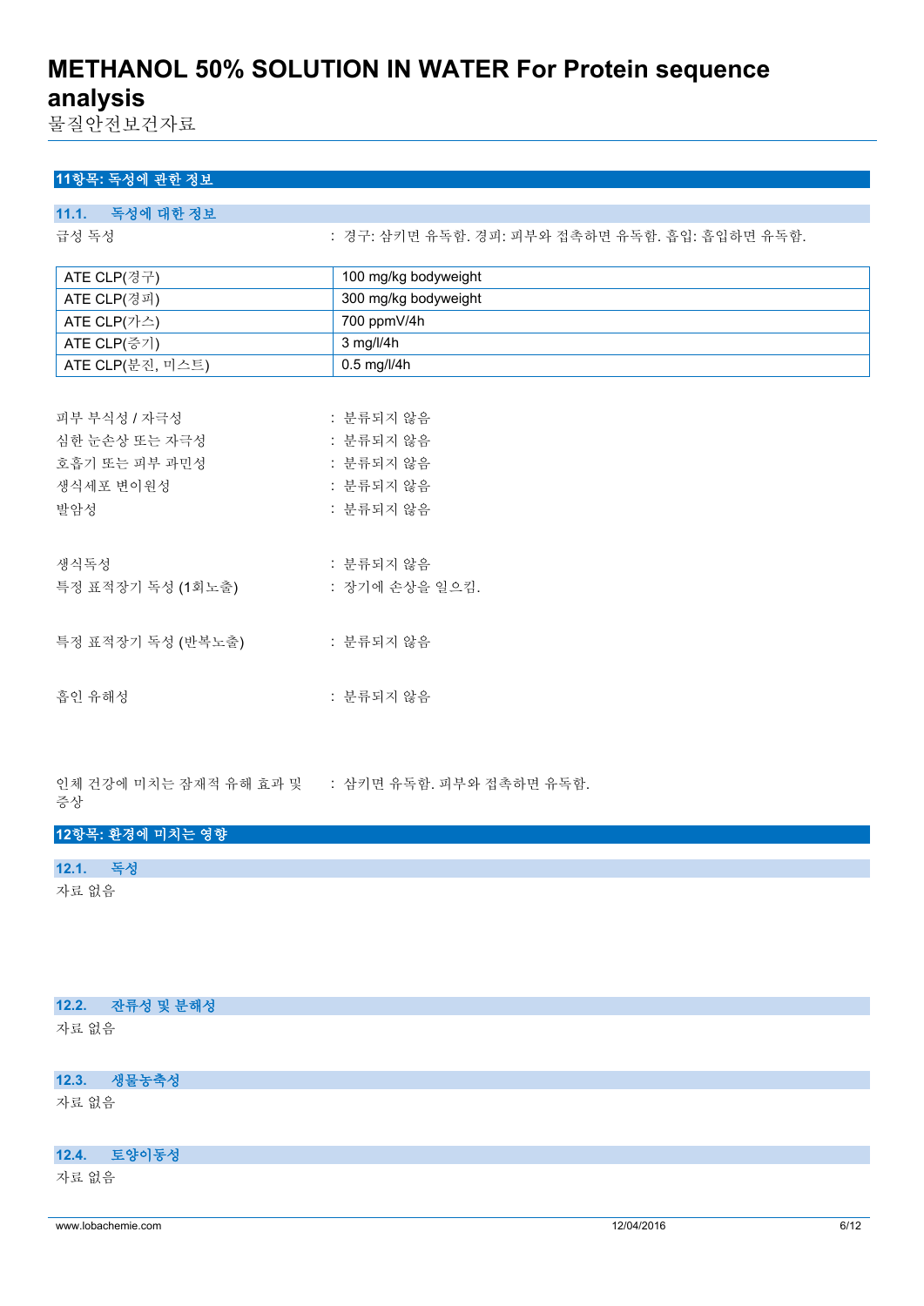## 11항목: 독성에 관한 정보

### 11.1. 독성에 대한 정보

급성 독성 : 경구: 삼키면 유독함. 경피: 피부와 접촉하면 유독함. 흡입: 흡입하면 유독함.

| ATE CLP(경구) | 100 mg/kg bodyweight |
|---|---|
| ATE CLP(경피) | 300 mg/kg bodyweight |
| ATE CLP(가스) | 700 ppmV/4h |
| ATE CLP(증기) | 3 mg/l/4h |
| ATE CLP(분진, 미스트) | 0.5 mg/l/4h |

피부 부식성 / 자극성 : 분류되지 않음

심한 눈손상 또는 자극성 : 분류되지 않음

호흡기 또는 피부 과민성 : 분류되지 않음

생식세포 변이원성 : 분류되지 않음

발암성 : 분류되지 않음

생식독성 : 분류되지 않음

특정 표적장기 독성 (1회노출) : 장기에 손상을 일으킴.

특정 표적장기 독성 (반복노출) : 분류되지 않음

흡인 유해성 : 분류되지 않음

인체 건강에 미치는 잠재적 유해 효과 및 증상 : 삼키면 유독함. 피부와 접촉하면 유독함.

## 12항목: 환경에 미치는 영향

### 12.1. 독성

자료 없음

### 12.2. 잔류성 및 분해성

자료 없음

### 12.3. 생물농축성

자료 없음

### 12.4. 토양이동성

자료 없음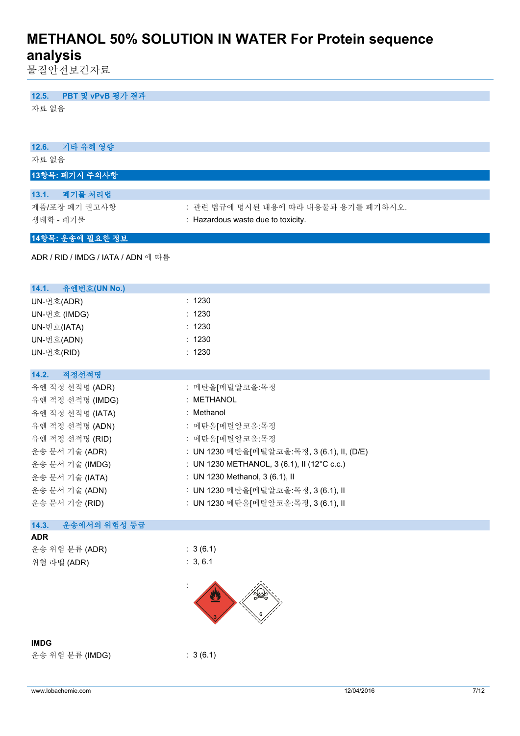## 12.5. PBT 및 vPvB 평가 결과

자료 없음

## 12.6. 기타 유해 영향

자료 없음

# 13항목: 폐기시 주의사항

## 13.1. 폐기물 처리법

| | |
|---|---|
| 제품/포장 폐기 권고사항 | : 관련 법규에 명시된 내용에 따라 내용물과 용기를 폐기하시오. |
| 생태학 - 폐기물 | : Hazardous waste due to toxicity. |

# 14항목: 운송에 필요한 정보

ADR / RID / IMDG / IATA / ADN 에 따름

## 14.1. 유엔번호(UN No.)

| | |
|---|---|
| UN-번호(ADR) | : 1230 |
| UN-번호 (IMDG) | : 1230 |
| UN-번호(IATA) | : 1230 |
| UN-번호(ADN) | : 1230 |
| UN-번호(RID) | : 1230 |

## 14.2. 적정선적명

| | |
|---|---|
| 유엔 적정 선적명 (ADR) | : 메탄올[메틸알코올:목정 |
| 유엔 적정 선적명 (IMDG) | : METHANOL |
| 유엔 적정 선적명 (IATA) | : Methanol |
| 유엔 적정 선적명 (ADN) | : 메탄올[메틸알코올:목정 |
| 유엔 적정 선적명 (RID) | : 메탄올[메틸알코올:목정 |
| 운송 문서 기술 (ADR) | : UN 1230 메탄올[메틸알코올:목정, 3 (6.1), II, (D/E) |
| 운송 문서 기술 (IMDG) | : UN 1230 METHANOL, 3 (6.1), II (12°C c.c.) |
| 운송 문서 기술 (IATA) | : UN 1230 Methanol, 3 (6.1), II |
| 운송 문서 기술 (ADN) | : UN 1230 메탄올[메틸알코올:목정, 3 (6.1), II |
| 운송 문서 기술 (RID) | : UN 1230 메탄올[메틸알코올:목정, 3 (6.1), II |

## 14.3. 운송에서의 위험성 등급

**ADR**

| | |
|---|---|
| 운송 위험 분류 (ADR) | : 3 (6.1) |
| 위험 라벨 (ADR) | : 3, 6.1 |
| | : |

**IMDG**

| | |
|---|---|
| 운송 위험 분류 (IMDG) | : 3 (6.1) |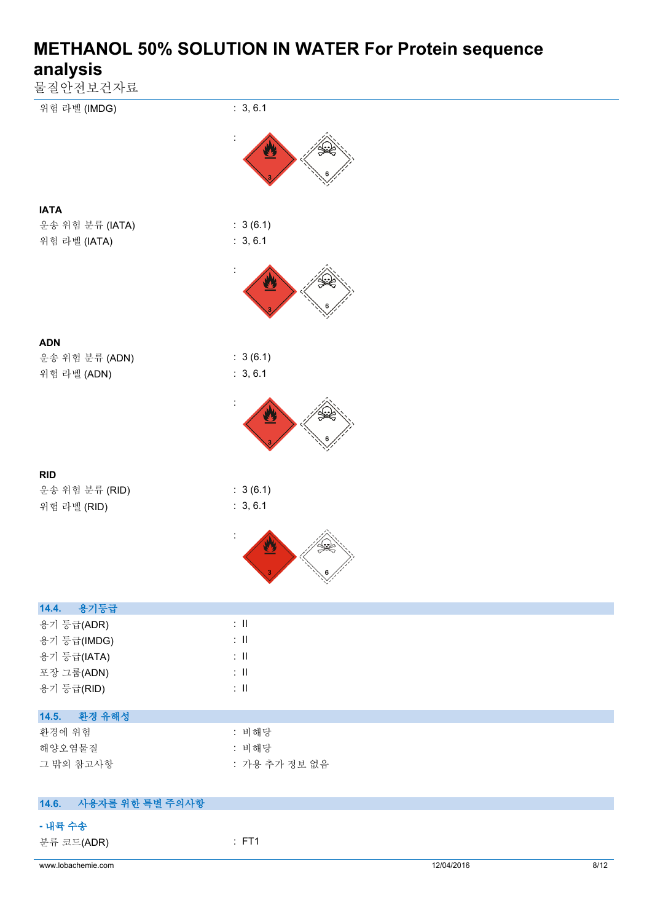위험 라벨 (IMDG) : 3, 6.1

:

**IATA**

운송 위험 분류 (IATA) : 3 (6.1)

위험 라벨 (IATA) : 3, 6.1

:

**ADN**

운송 위험 분류 (ADN) : 3 (6.1)

위험 라벨 (ADN) : 3, 6.1

:

**RID**

운송 위험 분류 (RID) : 3 (6.1)

위험 라벨 (RID) : 3, 6.1

:

## 14.4. 용기등급

용기 등급(ADR) : II

용기 등급(IMDG) : II

용기 등급(IATA) : II

포장 그룹(ADN) : II

용기 등급(RID) : II

## 14.5. 환경 유해성

환경에 위험 : 비해당

해양오염물질 : 비해당

그 밖의 참고사항 : 가용 추가 정보 없음

## 14.6. 사용자를 위한 특별 주의사항

**- 내륙 수송**

분류 코드(ADR) : FT1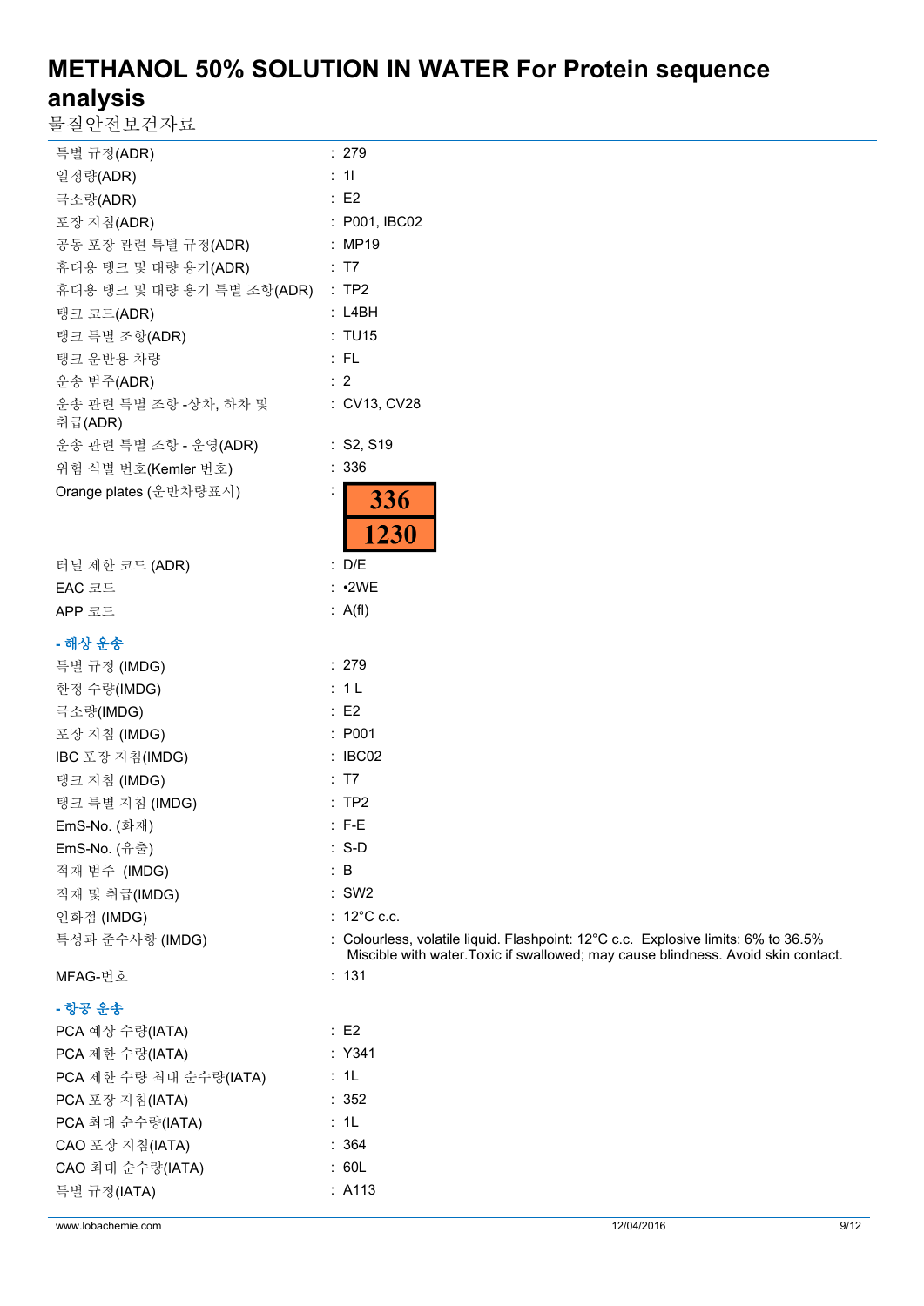| | |
|---|---|
| 특별 규정(ADR) | : 279 |
| 일정량(ADR) | : 1l |
| 극소량(ADR) | : E2 |
| 포장 지침(ADR) | : P001, IBC02 |
| 공동 포장 관련 특별 규정(ADR) | : MP19 |
| 휴대용 탱크 및 대량 용기(ADR) | : T7 |
| 휴대용 탱크 및 대량 용기 특별 조항(ADR) | : TP2 |
| 탱크 코드(ADR) | : L4BH |
| 탱크 특별 조항(ADR) | : TU15 |
| 탱크 운반용 차량 | : FL |
| 운송 범주(ADR) | : 2 |
| 운송 관련 특별 조항 -상차, 하차 및 취급(ADR) | : CV13, CV28 |
| 운송 관련 특별 조항 - 운영(ADR) | : S2, S19 |
| 위험 식별 번호(Kemler 번호) | : 336 |
| Orange plates (운반차량표시) | : 336 / 1230 |
| 터널 제한 코드 (ADR) | : D/E |
| EAC 코드 | : •2WE |
| APP 코드 | : A(fl) |

**- 해상 운송**

| | |
|---|---|
| 특별 규정 (IMDG) | : 279 |
| 한정 수량(IMDG) | : 1 L |
| 극소량(IMDG) | : E2 |
| 포장 지침 (IMDG) | : P001 |
| IBC 포장 지침(IMDG) | : IBC02 |
| 탱크 지침 (IMDG) | : T7 |
| 탱크 특별 지침 (IMDG) | : TP2 |
| EmS-No. (화재) | : F-E |
| EmS-No. (유출) | : S-D |
| 적재 범주 (IMDG) | : B |
| 적재 및 취급(IMDG) | : SW2 |
| 인화점 (IMDG) | : 12°C c.c. |
| 특성과 준수사항 (IMDG) | : Colourless, volatile liquid. Flashpoint: 12°C c.c. Explosive limits: 6% to 36.5% Miscible with water.Toxic if swallowed; may cause blindness. Avoid skin contact. |
| MFAG-번호 | : 131 |

**- 항공 운송**

| | |
|---|---|
| PCA 예상 수량(IATA) | : E2 |
| PCA 제한 수량(IATA) | : Y341 |
| PCA 제한 수량 최대 순수량(IATA) | : 1L |
| PCA 포장 지침(IATA) | : 352 |
| PCA 최대 순수량(IATA) | : 1L |
| CAO 포장 지침(IATA) | : 364 |
| CAO 최대 순수량(IATA) | : 60L |
| 특별 규정(IATA) | : A113 |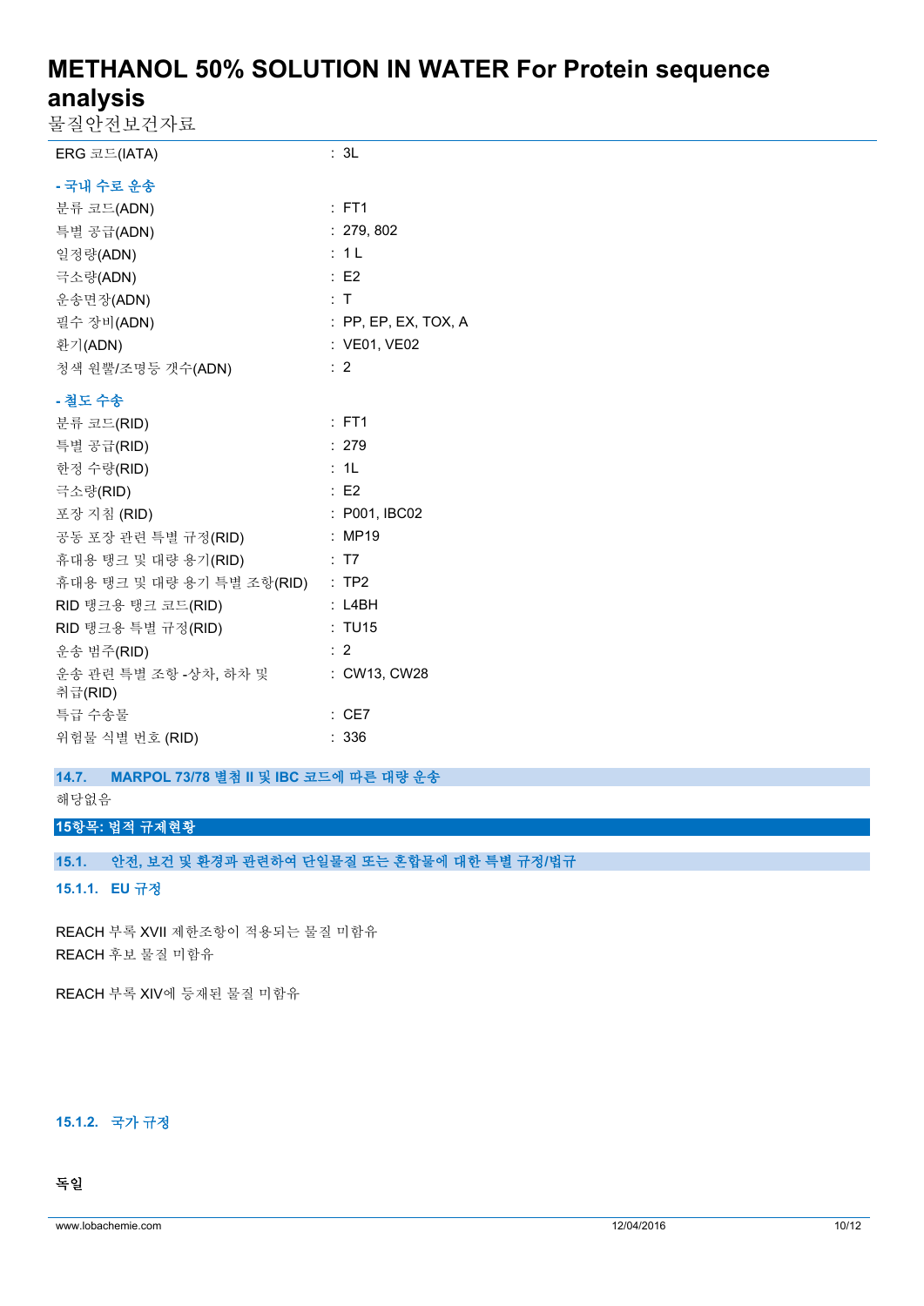| | |
|---|---|
| ERG 코드(IATA) | : 3L |

- 국내 수로 운송

| | |
|---|---|
| 분류 코드(ADN) | : FT1 |
| 특별 공급(ADN) | : 279, 802 |
| 일정량(ADN) | : 1 L |
| 극소량(ADN) | : E2 |
| 운송면장(ADN) | : T |
| 필수 장비(ADN) | : PP, EP, EX, TOX, A |
| 환기(ADN) | : VE01, VE02 |
| 청색 원뿔/조명등 갯수(ADN) | : 2 |

- 철도 수송

| | |
|---|---|
| 분류 코드(RID) | : FT1 |
| 특별 공급(RID) | : 279 |
| 한정 수량(RID) | : 1L |
| 극소량(RID) | : E2 |
| 포장 지침 (RID) | : P001, IBC02 |
| 공동 포장 관련 특별 규정(RID) | : MP19 |
| 휴대용 탱크 및 대량 용기(RID) | : T7 |
| 휴대용 탱크 및 대량 용기 특별 조항(RID) | : TP2 |
| RID 탱크용 탱크 코드(RID) | : L4BH |
| RID 탱크용 특별 규정(RID) | : TU15 |
| 운송 범주(RID) | : 2 |
| 운송 관련 특별 조항 -상차, 하차 및 취급(RID) | : CW13, CW28 |
| 특급 수송물 | : CE7 |
| 위험물 식별 번호 (RID) | : 336 |

### 14.7. MARPOL 73/78 별첨 II 및 IBC 코드에 따른 대량 운송

해당없음

## 15항목: 법적 규제현황

### 15.1. 안전, 보건 및 환경과 관련하여 단일물질 또는 혼합물에 대한 특별 규정/법규

#### 15.1.1. EU 규정

REACH 부록 XVII 제한조항이 적용되는 물질 미함유
REACH 후보 물질 미함유

REACH 부록 XIV에 등재된 물질 미함유

#### 15.1.2. 국가 규정

**독일**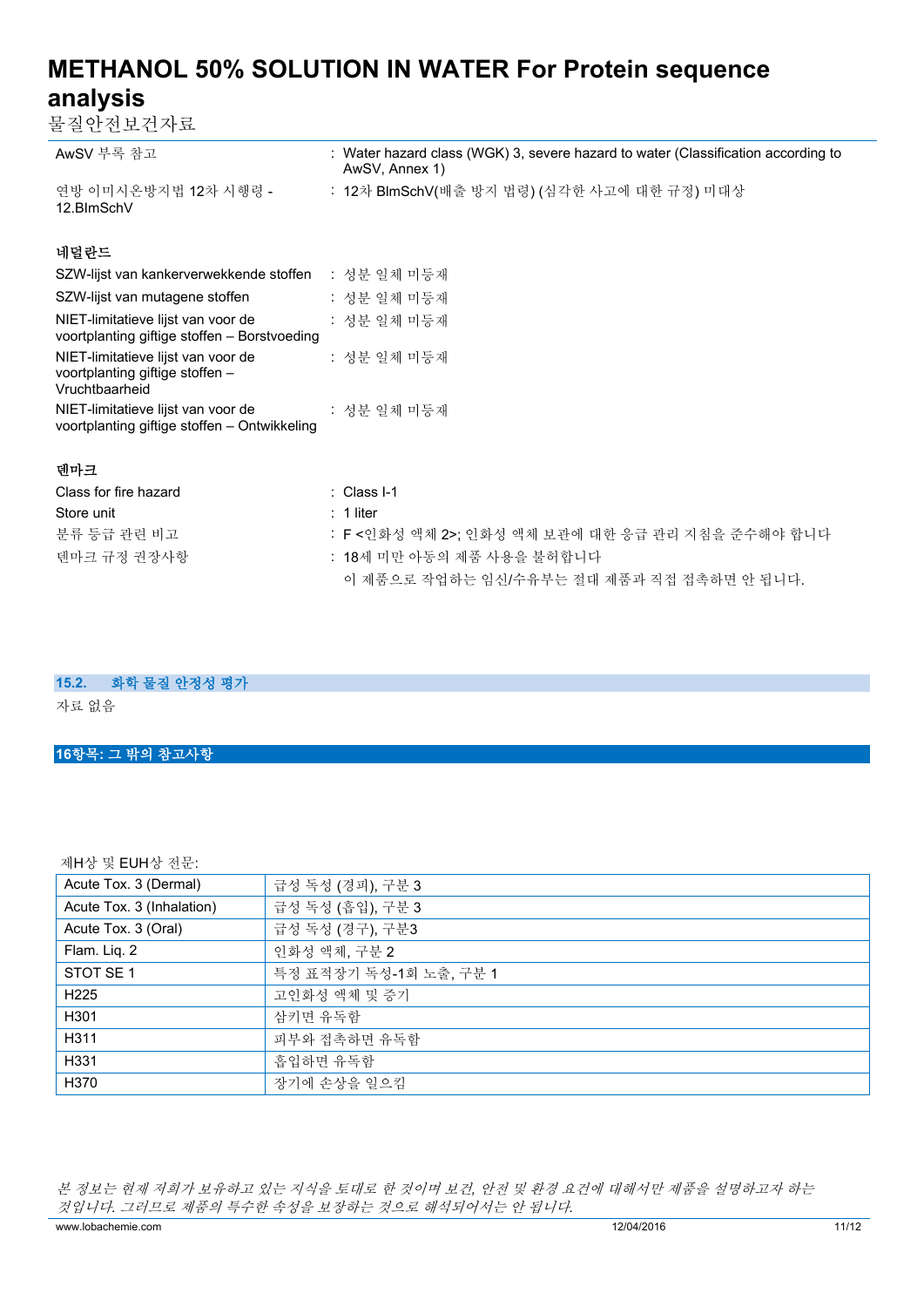| | |
|---|---|
| AwSV 부록 참고 | : Water hazard class (WGK) 3, severe hazard to water (Classification according to AwSV, Annex 1) |
| 연방 이미시온방지법 12차 시행령 - 12.BImSchV | : 12차 BImSchV(배출 방지 법령) (심각한 사고에 대한 규정) 미대상 |

**네덜란드**

| | |
|---|---|
| SZW-lijst van kankerverwekkende stoffen | : 성분 일체 미등재 |
| SZW-lijst van mutagene stoffen | : 성분 일체 미등재 |
| NIET-limitatieve lijst van voor de voortplanting giftige stoffen – Borstvoeding | : 성분 일체 미등재 |
| NIET-limitatieve lijst van voor de voortplanting giftige stoffen – Vruchtbaarheid | : 성분 일체 미등재 |
| NIET-limitatieve lijst van voor de voortplanting giftige stoffen – Ontwikkeling | : 성분 일체 미등재 |

**덴마크**

| | |
|---|---|
| Class for fire hazard | : Class I-1 |
| Store unit | : 1 liter |
| 분류 등급 관련 비고 | : F <인화성 액체 2>; 인화성 액체 보관에 대한 응급 관리 지침을 준수해야 합니다 |
| 덴마크 규정 권장사항 | : 18세 미만 아동의 제품 사용을 불허합니다<br>이 제품으로 작업하는 임신/수유부는 절대 제품과 직접 접촉하면 안 됩니다. |

### 15.2. 화학 물질 안정성 평가

자료 없음

## 16항목: 그 밖의 참고사항

제H상 및 EUH상 전문:

| | |
|---|---|
| Acute Tox. 3 (Dermal) | 급성 독성 (경피), 구분 3 |
| Acute Tox. 3 (Inhalation) | 급성 독성 (흡입), 구분 3 |
| Acute Tox. 3 (Oral) | 급성 독성 (경구), 구분3 |
| Flam. Liq. 2 | 인화성 액체, 구분 2 |
| STOT SE 1 | 특정 표적장기 독성-1회 노출, 구분 1 |
| H225 | 고인화성 액체 및 증기 |
| H301 | 삼키면 유독함 |
| H311 | 피부와 접촉하면 유독함 |
| H331 | 흡입하면 유독함 |
| H370 | 장기에 손상을 일으킴 |

*본 정보는 현재 저희가 보유하고 있는 지식을 토대로 한 것이며 보건, 안전 및 환경 요건에 대해서만 제품을 설명하고자 하는 것입니다. 그러므로 제품의 특수한 속성을 보장하는 것으로 해석되어서는 안 됩니다.*